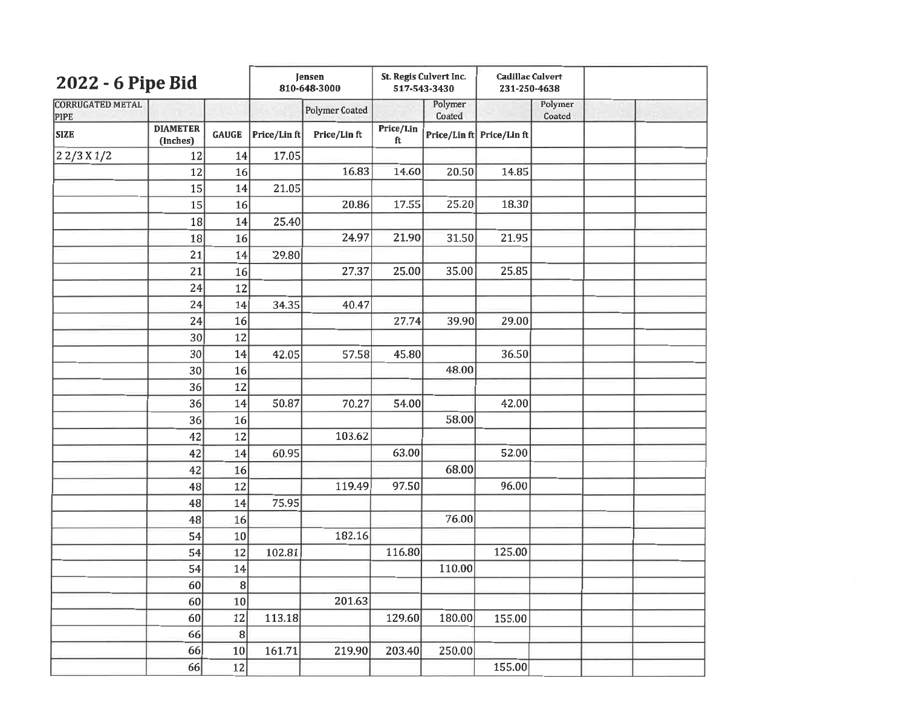## 2022 - 6 Pipe Bid

| | | | Jensen 810-648-3000 | | St. Regis Culvert Inc. 517-543-3430 | | Cadillac Culvert 231-250-4638 | | | |
|---|---|---|---|---|---|---|---|---|---|---|
| CORRUGATED METAL PIPE | | | | Polymer Coated | | Polymer Coated | | Polymer Coated | | |
| SIZE | DIAMETER (Inches) | GAUGE | Price/Lin ft | Price/Lin ft | Price/Lin ft | Price/Lin ft | Price/Lin ft | | | |
| 2 2/3 X 1/2 | 12 | 14 | 17.05 | | | | | | | |
| | 12 | 16 | | 16.83 | 14.60 | 20.50 | 14.85 | | | |
| | 15 | 14 | 21.05 | | | | | | | |
| | 15 | 16 | | 20.86 | 17.55 | 25.20 | 18.30 | | | |
| | 18 | 14 | 25.40 | | | | | | | |
| | 18 | 16 | | 24.97 | 21.90 | 31.50 | 21.95 | | | |
| | 21 | 14 | 29.80 | | | | | | | |
| | 21 | 16 | | 27.37 | 25.00 | 35.00 | 25.85 | | | |
| | 24 | 12 | | | | | | | | |
| | 24 | 14 | 34.35 | 40.47 | | | | | | |
| | 24 | 16 | | | 27.74 | 39.90 | 29.00 | | | |
| | 30 | 12 | | | | | | | | |
| | 30 | 14 | 42.05 | 57.58 | 45.80 | | 36.50 | | | |
| | 30 | 16 | | | | 48.00 | | | | |
| | 36 | 12 | | | | | | | | |
| | 36 | 14 | 50.87 | 70.27 | 54.00 | | 42.00 | | | |
| | 36 | 16 | | | | 58.00 | | | | |
| | 42 | 12 | | 103.62 | | | | | | |
| | 42 | 14 | 60.95 | | 63.00 | | 52.00 | | | |
| | 42 | 16 | | | | 68.00 | | | | |
| | 48 | 12 | | 119.49 | 97.50 | | 96.00 | | | |
| | 48 | 14 | 75.95 | | | | | | | |
| | 48 | 16 | | | | 76.00 | | | | |
| | 54 | 10 | | 182.16 | | | | | | |
| | 54 | 12 | 102.81 | | 116.80 | | 125.00 | | | |
| | 54 | 14 | | | | 110.00 | | | | |
| | 60 | 8 | | | | | | | | |
| | 60 | 10 | | 201.63 | | | | | | |
| | 60 | 12 | 113.18 | | 129.60 | 180.00 | 155.00 | | | |
| | 66 | 8 | | | | | | | | |
| | 66 | 10 | 161.71 | 219.90 | 203.40 | 250.00 | | | | |
| | 66 | 12 | | | | | 155.00 | | | |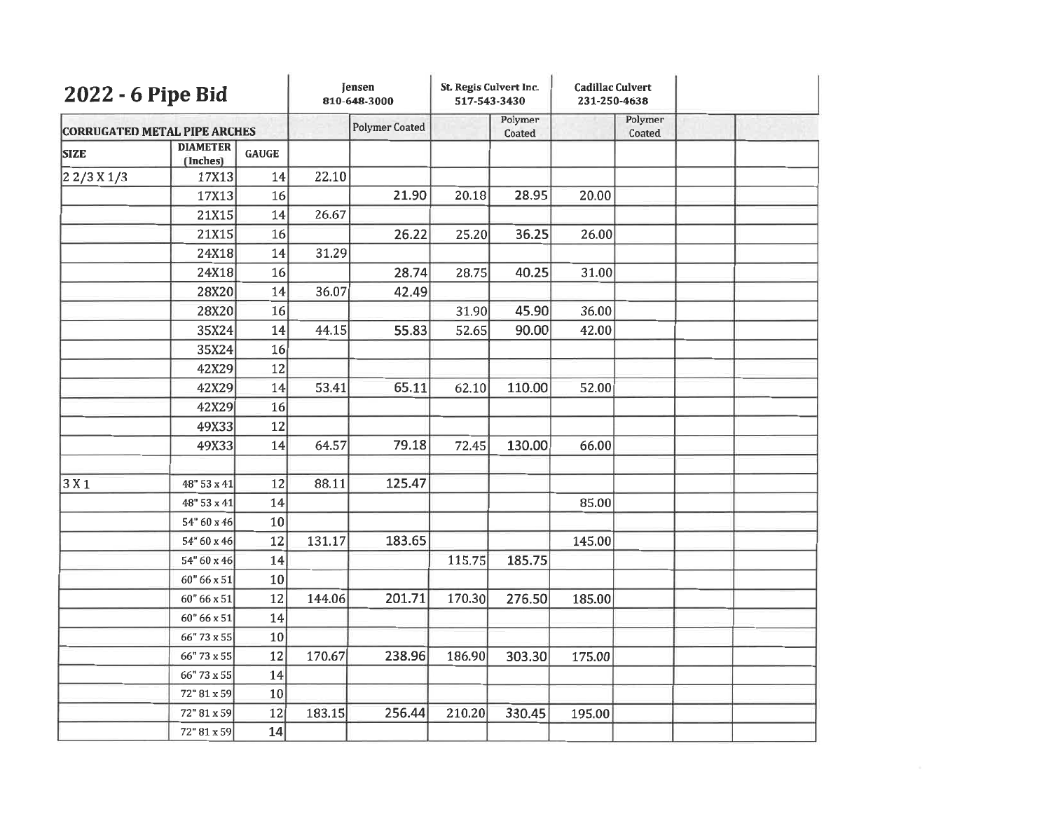# 2022 - 6 Pipe Bid

| CORRUGATED METAL PIPE ARCHES | | | Jensen 810-648-3000 | | St. Regis Culvert Inc. 517-543-3430 | | Cadillac Culvert 231-250-4638 | | | |
|---|---|---|---|---|---|---|---|---|---|---|
| | | | | Polymer Coated | | Polymer Coated | | Polymer Coated | | |
| SIZE | DIAMETER (Inches) | GAUGE | | | | | | | | |
| 2 2/3 X 1/3 | 17X13 | 14 | 22.10 | | | | | | | |
| | 17X13 | 16 | | 21.90 | 20.18 | 28.95 | 20.00 | | | |
| | 21X15 | 14 | 26.67 | | | | | | | |
| | 21X15 | 16 | | 26.22 | 25.20 | 36.25 | 26.00 | | | |
| | 24X18 | 14 | 31.29 | | | | | | | |
| | 24X18 | 16 | | 28.74 | 28.75 | 40.25 | 31.00 | | | |
| | 28X20 | 14 | 36.07 | 42.49 | | | | | | |
| | 28X20 | 16 | | | 31.90 | 45.90 | 36.00 | | | |
| | 35X24 | 14 | 44.15 | 55.83 | 52.65 | 90.00 | 42.00 | | | |
| | 35X24 | 16 | | | | | | | | |
| | 42X29 | 12 | | | | | | | | |
| | 42X29 | 14 | 53.41 | 65.11 | 62.10 | 110.00 | 52.00 | | | |
| | 42X29 | 16 | | | | | | | | |
| | 49X33 | 12 | | | | | | | | |
| | 49X33 | 14 | 64.57 | 79.18 | 72.45 | 130.00 | 66.00 | | | |
| | | | | | | | | | | |
| 3 X 1 | 48" 53 x 41 | 12 | 88.11 | 125.47 | | | | | | |
| | 48" 53 x 41 | 14 | | | | | 85.00 | | | |
| | 54" 60 x 46 | 10 | | | | | | | | |
| | 54" 60 x 46 | 12 | 131.17 | 183.65 | | | 145.00 | | | |
| | 54" 60 x 46 | 14 | | | 115.75 | 185.75 | | | | |
| | 60" 66 x 51 | 10 | | | | | | | | |
| | 60" 66 x 51 | 12 | 144.06 | 201.71 | 170.30 | 276.50 | 185.00 | | | |
| | 60" 66 x 51 | 14 | | | | | | | | |
| | 66" 73 x 55 | 10 | | | | | | | | |
| | 66" 73 x 55 | 12 | 170.67 | 238.96 | 186.90 | 303.30 | 175.00 | | | |
| | 66" 73 x 55 | 14 | | | | | | | | |
| | 72" 81 x 59 | 10 | | | | | | | | |
| | 72" 81 x 59 | 12 | 183.15 | 256.44 | 210.20 | 330.45 | 195.00 | | | |
| | 72" 81 x 59 | 14 | | | | | | | | |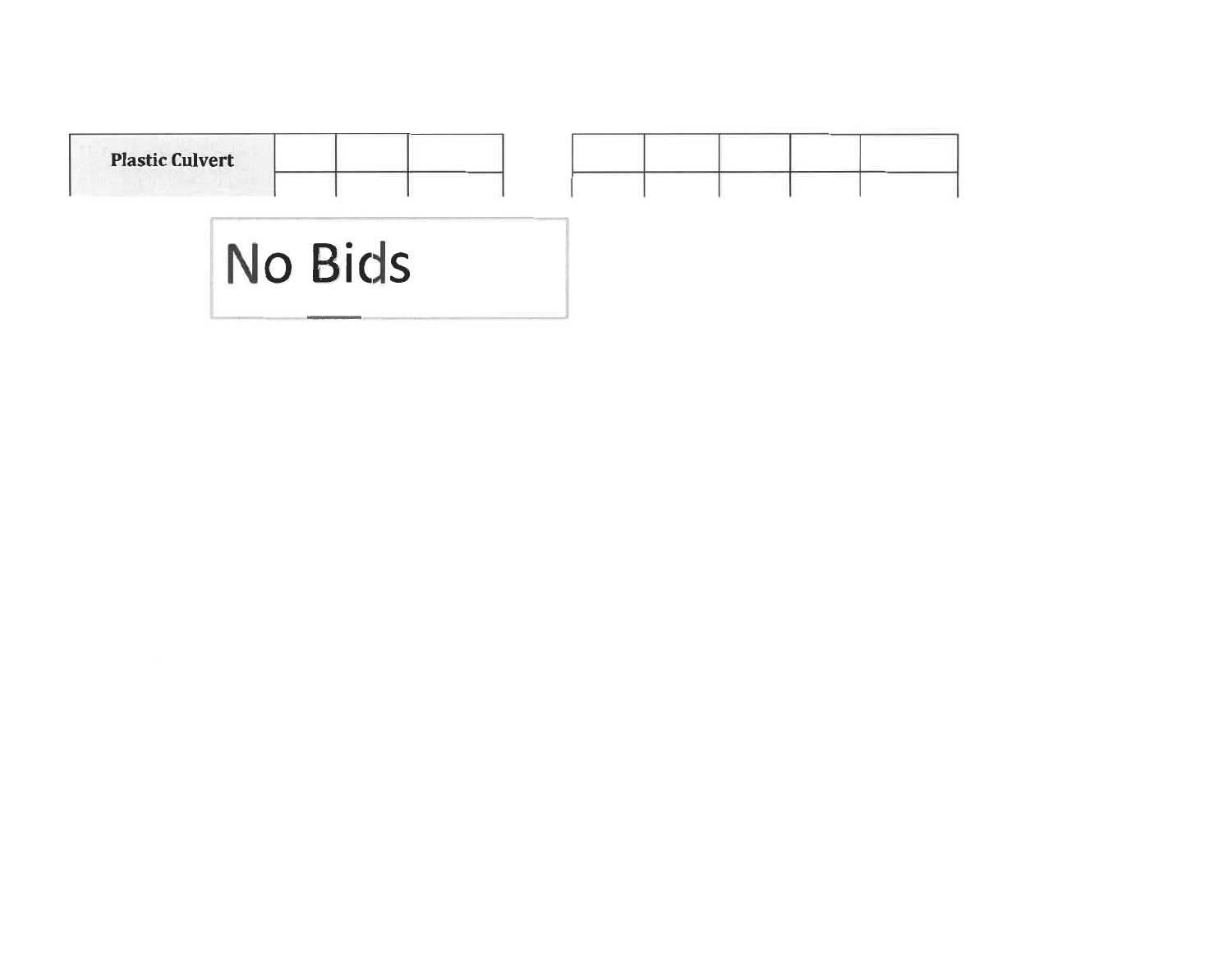| Plastic Culvert | | | |
| --- | --- | --- | --- |
| | | | |

| | | | | |
| --- | --- | --- | --- | --- |
| | | | | |

No Bids